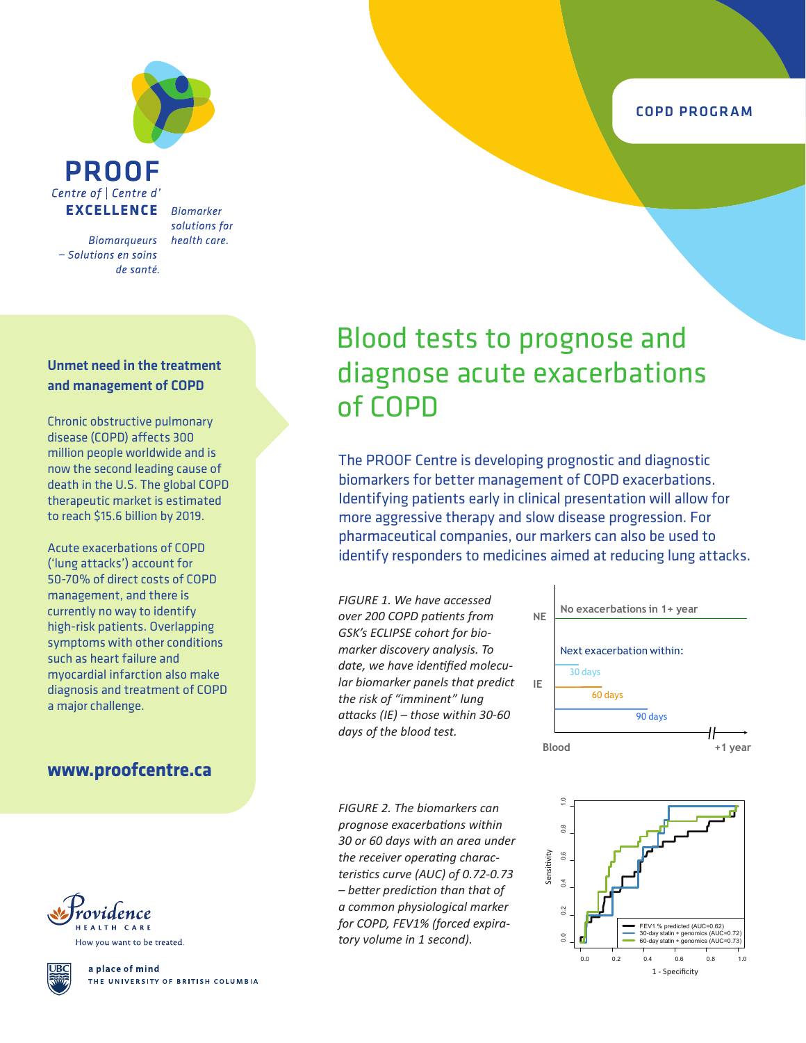COPD PROGRAM

**PROOF**
Centre of | Centre d'
**EXCELLENCE**

*Biomarker solutions for health care.*

*Biomarqueurs – Solutions en soins de santé.*

# Blood tests to prognose and diagnose acute exacerbations of COPD

The PROOF Centre is developing prognostic and diagnostic biomarkers for better management of COPD exacerbations. Identifying patients early in clinical presentation will allow for more aggressive therapy and slow disease progression. For pharmaceutical companies, our markers can also be used to identify responders to medicines aimed at reducing lung attacks.

### Unmet need in the treatment and management of COPD

Chronic obstructive pulmonary disease (COPD) affects 300 million people worldwide and is now the second leading cause of death in the U.S. The global COPD therapeutic market is estimated to reach $15.6 billion by 2019.

Acute exacerbations of COPD ('lung attacks') account for 50-70% of direct costs of COPD management, and there is currently no way to identify high-risk patients. Overlapping symptoms with other conditions such as heart failure and myocardial infarction also make diagnosis and treatment of COPD a major challenge.

**www.proofcentre.ca**

*FIGURE 1. We have accessed over 200 COPD patients from GSK's ECLIPSE cohort for biomarker discovery analysis. To date, we have identified molecular biomarker panels that predict the risk of "imminent" lung attacks (IE) – those within 30-60 days of the blood test.*

NE — No exacerbations in 1+ year

IE — Next exacerbation within: 30 days, 60 days, 90 days

Blood → +1 year

*FIGURE 2. The biomarkers can prognose exacerbations within 30 or 60 days with an area under the receiver operating characteristics curve (AUC) of 0.72-0.73 – better prediction than that of a common physiological marker for COPD, FEV1% (forced expiratory volume in 1 second).*

Sensitivity vs. 1 - Specificity

- FEV1 % predicted (AUC=0.62)
- 30-day statin + genomics (AUC=0.72)
- 60-day statin + genomics (AUC=0.73)

Providence HEALTH CARE — How you want to be treated.

UBC — a place of mind — THE UNIVERSITY OF BRITISH COLUMBIA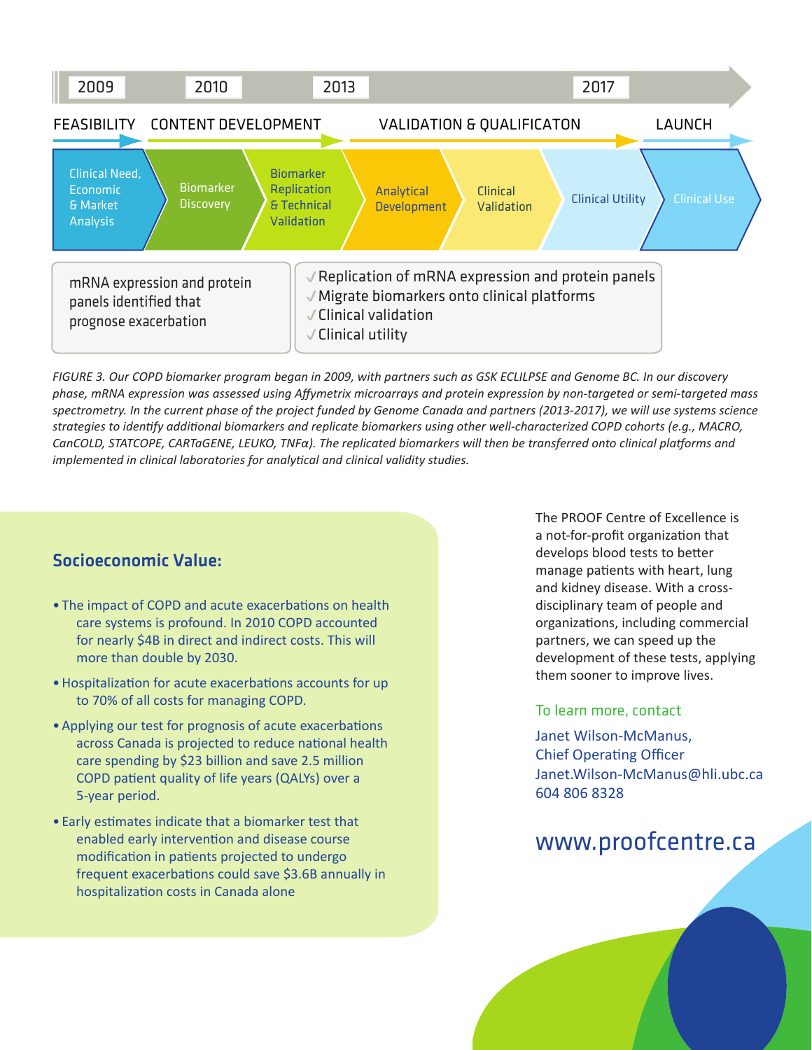2009
2010
2013
2017

FEASIBILITY
CONTENT DEVELOPMENT
VALIDATION & QUALIFICATON
LAUNCH

Clinical Need, Economic & Market Analysis
Biomarker Discovery
Biomarker Replication & Technical Validation
Analytical Development
Clinical Validation
Clinical Utility
Clinical Use

mRNA expression and protein panels identified that prognose exacerbation

√ Replication of mRNA expression and protein panels
√ Migrate biomarkers onto clinical platforms
√ Clinical validation
√ Clinical utility

*FIGURE 3. Our COPD biomarker program began in 2009, with partners such as GSK ECLILPSE and Genome BC. In our discovery phase, mRNA expression was assessed using Affymetrix microarrays and protein expression by non-targeted or semi-targeted mass spectrometry. In the current phase of the project funded by Genome Canada and partners (2013-2017), we will use systems science strategies to identify additional biomarkers and replicate biomarkers using other well-characterized COPD cohorts (e.g., MACRO, CanCOLD, STATCOPE, CARTaGENE, LEUKO, TNFα). The replicated biomarkers will then be transferred onto clinical platforms and implemented in clinical laboratories for analytical and clinical validity studies.*

## Socioeconomic Value:

- The impact of COPD and acute exacerbations on health care systems is profound. In 2010 COPD accounted for nearly $4B in direct and indirect costs. This will more than double by 2030.
- Hospitalization for acute exacerbations accounts for up to 70% of all costs for managing COPD.
- Applying our test for prognosis of acute exacerbations across Canada is projected to reduce national health care spending by $23 billion and save 2.5 million COPD patient quality of life years (QALYs) over a 5-year period.
- Early estimates indicate that a biomarker test that enabled early intervention and disease course modification in patients projected to undergo frequent exacerbations could save $3.6B annually in hospitalization costs in Canada alone

The PROOF Centre of Excellence is a not-for-profit organization that develops blood tests to better manage patients with heart, lung and kidney disease. With a cross-disciplinary team of people and organizations, including commercial partners, we can speed up the development of these tests, applying them sooner to improve lives.

To learn more, contact

Janet Wilson-McManus,
Chief Operating Officer
Janet.Wilson-McManus@hli.ubc.ca
604 806 8328

www.proofcentre.ca